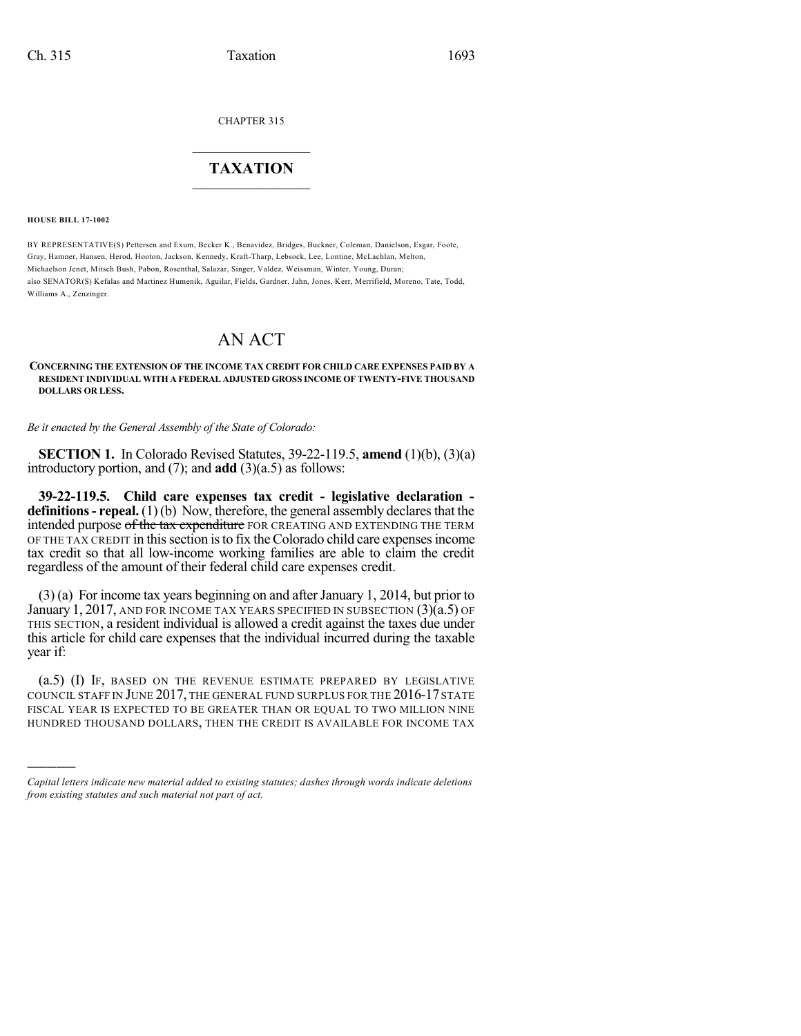CHAPTER 315

# TAXATION

**HOUSE BILL 17-1002**

BY REPRESENTATIVE(S) Pettersen and Exum, Becker K., Benavidez, Bridges, Buckner, Coleman, Danielson, Esgar, Foote, Gray, Hamner, Hansen, Herod, Hooton, Jackson, Kennedy, Kraft-Tharp, Lebsock, Lee, Lontine, McLachlan, Melton, Michaelson Jenet, Mitsch Bush, Pabon, Rosenthal, Salazar, Singer, Valdez, Weissman, Winter, Young, Duran; also SENATOR(S) Kefalas and Martinez Humenik, Aguilar, Fields, Gardner, Jahn, Jones, Kerr, Merrifield, Moreno, Tate, Todd, Williams A., Zenzinger.

# AN ACT

**CONCERNING THE EXTENSION OF THE INCOME TAX CREDIT FOR CHILD CARE EXPENSES PAID BY A RESIDENT INDIVIDUAL WITH A FEDERAL ADJUSTED GROSS INCOME OF TWENTY-FIVE THOUSAND DOLLARS OR LESS.**

*Be it enacted by the General Assembly of the State of Colorado:*

**SECTION 1.** In Colorado Revised Statutes, 39-22-119.5, **amend** (1)(b), (3)(a) introductory portion, and (7); and **add** (3)(a.5) as follows:

**39-22-119.5. Child care expenses tax credit - legislative declaration - definitions - repeal.** (1) (b) Now, therefore, the general assembly declares that the intended purpose ~~of the tax expenditure~~ FOR CREATING AND EXTENDING THE TERM OF THE TAX CREDIT in this section is to fix the Colorado child care expenses income tax credit so that all low-income working families are able to claim the credit regardless of the amount of their federal child care expenses credit.

(3) (a) For income tax years beginning on and after January 1, 2014, but prior to January 1, 2017, AND FOR INCOME TAX YEARS SPECIFIED IN SUBSECTION (3)(a.5) OF THIS SECTION, a resident individual is allowed a credit against the taxes due under this article for child care expenses that the individual incurred during the taxable year if:

(a.5) (I) IF, BASED ON THE REVENUE ESTIMATE PREPARED BY LEGISLATIVE COUNCIL STAFF IN JUNE 2017, THE GENERAL FUND SURPLUS FOR THE 2016-17 STATE FISCAL YEAR IS EXPECTED TO BE GREATER THAN OR EQUAL TO TWO MILLION NINE HUNDRED THOUSAND DOLLARS, THEN THE CREDIT IS AVAILABLE FOR INCOME TAX

---

*Capital letters indicate new material added to existing statutes; dashes through words indicate deletions from existing statutes and such material not part of act.*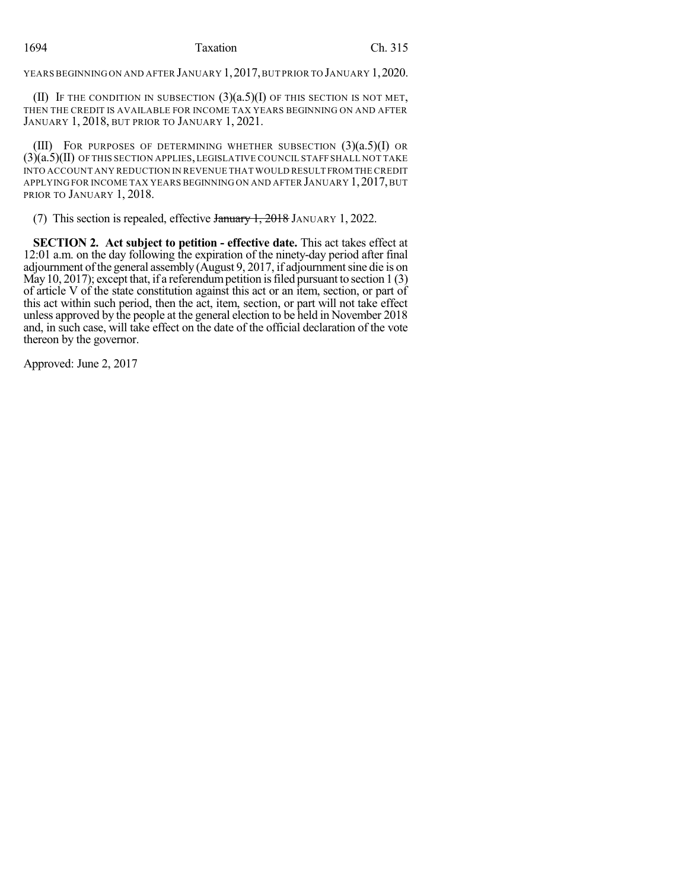YEARS BEGINNING ON AND AFTER JANUARY 1, 2017, BUT PRIOR TO JANUARY 1, 2020.

(II) IF THE CONDITION IN SUBSECTION (3)(a.5)(I) OF THIS SECTION IS NOT MET, THEN THE CREDIT IS AVAILABLE FOR INCOME TAX YEARS BEGINNING ON AND AFTER JANUARY 1, 2018, BUT PRIOR TO JANUARY 1, 2021.

(III) FOR PURPOSES OF DETERMINING WHETHER SUBSECTION (3)(a.5)(I) OR (3)(a.5)(II) OF THIS SECTION APPLIES, LEGISLATIVE COUNCIL STAFF SHALL NOT TAKE INTO ACCOUNT ANY REDUCTION IN REVENUE THAT WOULD RESULT FROM THE CREDIT APPLYING FOR INCOME TAX YEARS BEGINNING ON AND AFTER JANUARY 1, 2017, BUT PRIOR TO JANUARY 1, 2018.

(7) This section is repealed, effective ~~January 1, 2018~~ JANUARY 1, 2022.

**SECTION 2. Act subject to petition - effective date.** This act takes effect at 12:01 a.m. on the day following the expiration of the ninety-day period after final adjournment of the general assembly (August 9, 2017, if adjournment sine die is on May 10, 2017); except that, if a referendum petition is filed pursuant to section 1 (3) of article V of the state constitution against this act or an item, section, or part of this act within such period, then the act, item, section, or part will not take effect unless approved by the people at the general election to be held in November 2018 and, in such case, will take effect on the date of the official declaration of the vote thereon by the governor.

Approved: June 2, 2017